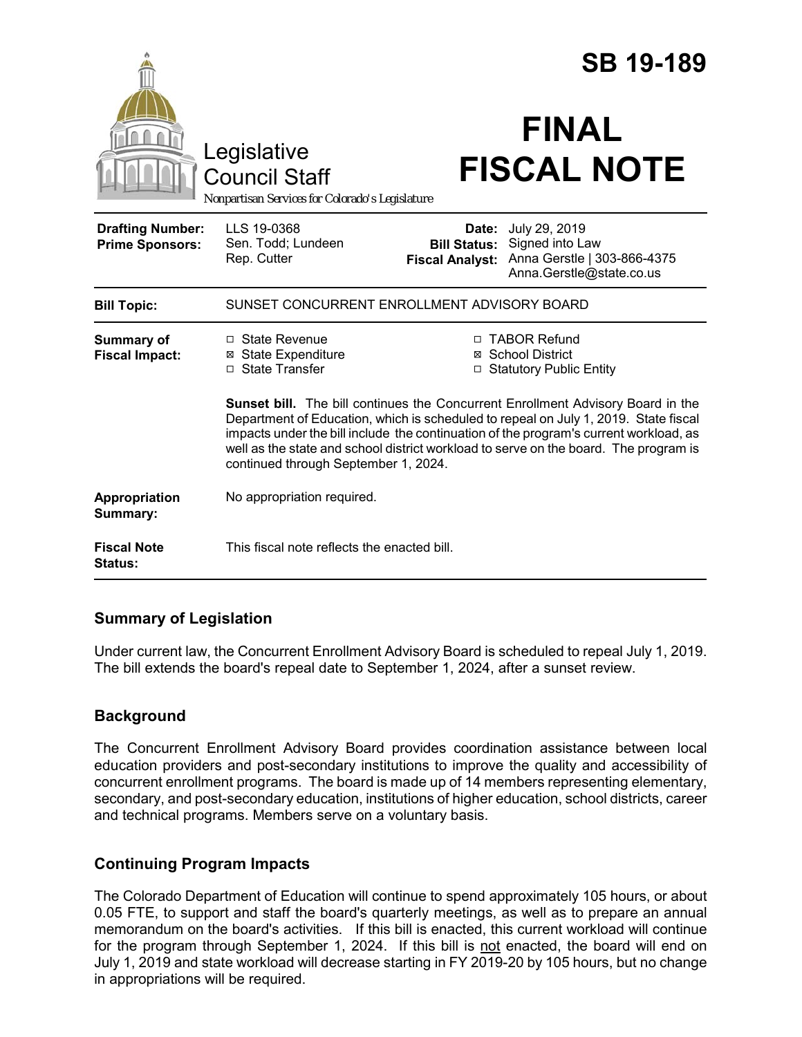# SB 19-189

Legislative Council Staff

*Nonpartisan Services for Colorado's Legislature*

# FINAL FISCAL NOTE

| | | | |
|---|---|---|---|
| **Drafting Number:** | LLS 19-0368 | **Date:** | July 29, 2019 |
| **Prime Sponsors:** | Sen. Todd; Lundeen<br>Rep. Cutter | **Bill Status:** | Signed into Law |
| | | **Fiscal Analyst:** | Anna Gerstle \| 303-866-4375<br>Anna.Gerstle@state.co.us |

| | |
|---|---|
| **Bill Topic:** | SUNSET CONCURRENT ENROLLMENT ADVISORY BOARD |
| **Summary of Fiscal Impact:** | ☐ State Revenue<br>☒ State Expenditure<br>☐ State Transfer<br>☐ TABOR Refund<br>☒ School District<br>☐ Statutory Public Entity<br><br>**Sunset bill.** The bill continues the Concurrent Enrollment Advisory Board in the Department of Education, which is scheduled to repeal on July 1, 2019. State fiscal impacts under the bill include the continuation of the program's current workload, as well as the state and school district workload to serve on the board. The program is continued through September 1, 2024. |
| **Appropriation Summary:** | No appropriation required. |
| **Fiscal Note Status:** | This fiscal note reflects the enacted bill. |

## Summary of Legislation

Under current law, the Concurrent Enrollment Advisory Board is scheduled to repeal July 1, 2019. The bill extends the board's repeal date to September 1, 2024, after a sunset review.

## Background

The Concurrent Enrollment Advisory Board provides coordination assistance between local education providers and post-secondary institutions to improve the quality and accessibility of concurrent enrollment programs. The board is made up of 14 members representing elementary, secondary, and post-secondary education, institutions of higher education, school districts, career and technical programs. Members serve on a voluntary basis.

## Continuing Program Impacts

The Colorado Department of Education will continue to spend approximately 105 hours, or about 0.05 FTE, to support and staff the board's quarterly meetings, as well as to prepare an annual memorandum on the board's activities. If this bill is enacted, this current workload will continue for the program through September 1, 2024. If this bill is <u>not</u> enacted, the board will end on July 1, 2019 and state workload will decrease starting in FY 2019-20 by 105 hours, but no change in appropriations will be required.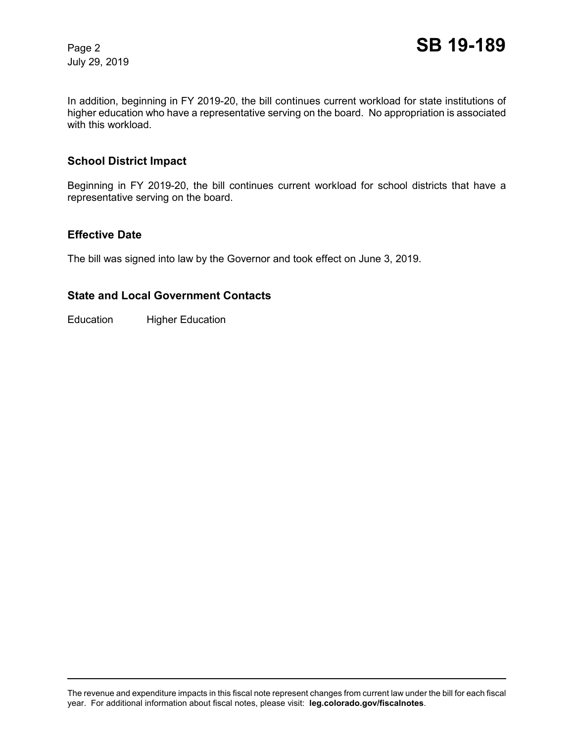In addition, beginning in FY 2019-20, the bill continues current workload for state institutions of higher education who have a representative serving on the board. No appropriation is associated with this workload.

## School District Impact

Beginning in FY 2019-20, the bill continues current workload for school districts that have a representative serving on the board.

## Effective Date

The bill was signed into law by the Governor and took effect on June 3, 2019.

## State and Local Government Contacts

Education    Higher Education

The revenue and expenditure impacts in this fiscal note represent changes from current law under the bill for each fiscal year. For additional information about fiscal notes, please visit: **leg.colorado.gov/fiscalnotes**.